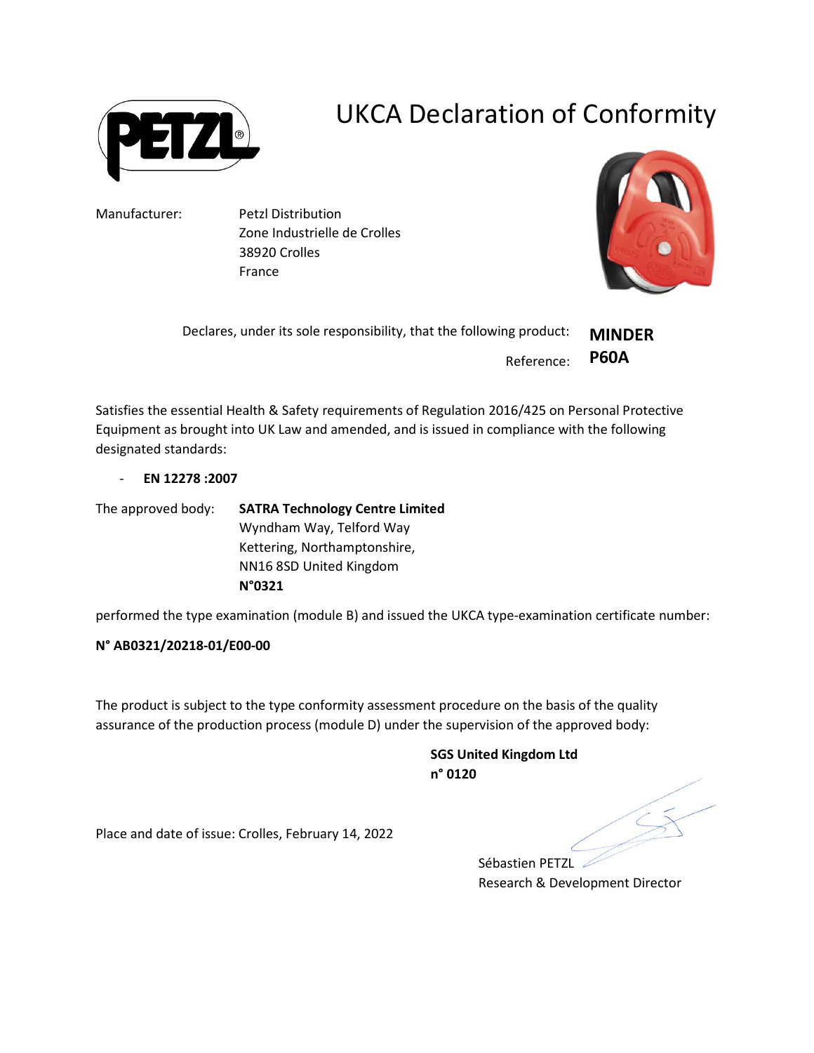# UKCA Declaration of Conformity

Manufacturer: Petzl Distribution
Zone Industrielle de Crolles
38920 Crolles
France

Declares, under its sole responsibility, that the following product: **MINDER**

Reference: **P60A**

Satisfies the essential Health & Safety requirements of Regulation 2016/425 on Personal Protective Equipment as brought into UK Law and amended, and is issued in compliance with the following designated standards:

- **EN 12278 :2007**

The approved body: **SATRA Technology Centre Limited**
Wyndham Way, Telford Way
Kettering, Northamptonshire,
NN16 8SD United Kingdom
**N°0321**

performed the type examination (module B) and issued the UKCA type-examination certificate number:

**N° AB0321/20218-01/E00-00**

The product is subject to the type conformity assessment procedure on the basis of the quality assurance of the production process (module D) under the supervision of the approved body:

**SGS United Kingdom Ltd**
**n° 0120**

Place and date of issue: Crolles, February 14, 2022

Sébastien PETZL
Research & Development Director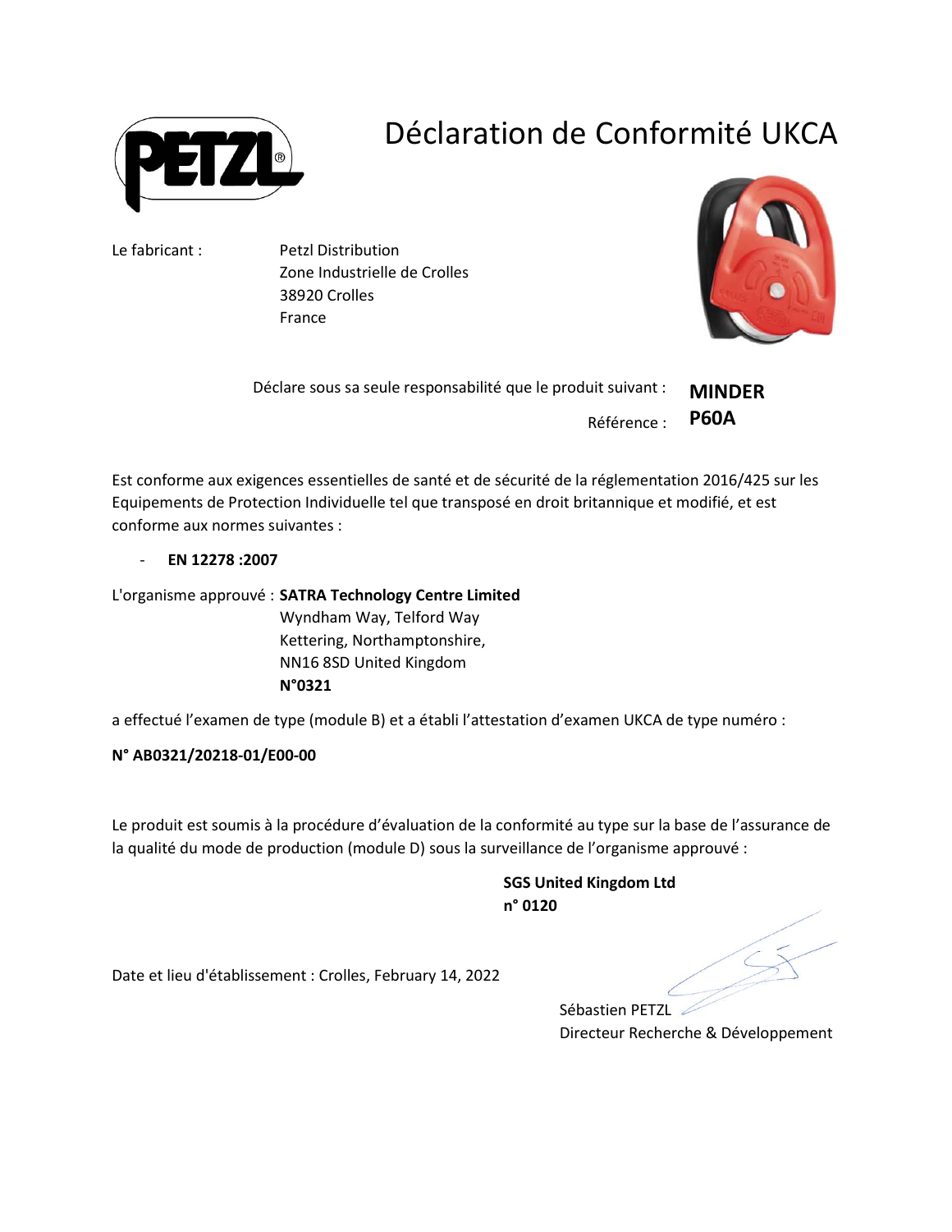# Déclaration de Conformité UKCA

Le fabricant : Petzl Distribution
Zone Industrielle de Crolles
38920 Crolles
France

Déclare sous sa seule responsabilité que le produit suivant : **MINDER**

Référence : **P60A**

Est conforme aux exigences essentielles de santé et de sécurité de la réglementation 2016/425 sur les Equipements de Protection Individuelle tel que transposé en droit britannique et modifié, et est conforme aux normes suivantes :

- **EN 12278 :2007**

L'organisme approuvé : **SATRA Technology Centre Limited**
Wyndham Way, Telford Way
Kettering, Northamptonshire,
NN16 8SD United Kingdom
**N°0321**

a effectué l'examen de type (module B) et a établi l'attestation d'examen UKCA de type numéro :

**N° AB0321/20218-01/E00-00**

Le produit est soumis à la procédure d'évaluation de la conformité au type sur la base de l'assurance de la qualité du mode de production (module D) sous la surveillance de l'organisme approuvé :

**SGS United Kingdom Ltd**
**n° 0120**

Date et lieu d'établissement : Crolles, February 14, 2022

Sébastien PETZL
Directeur Recherche & Développement